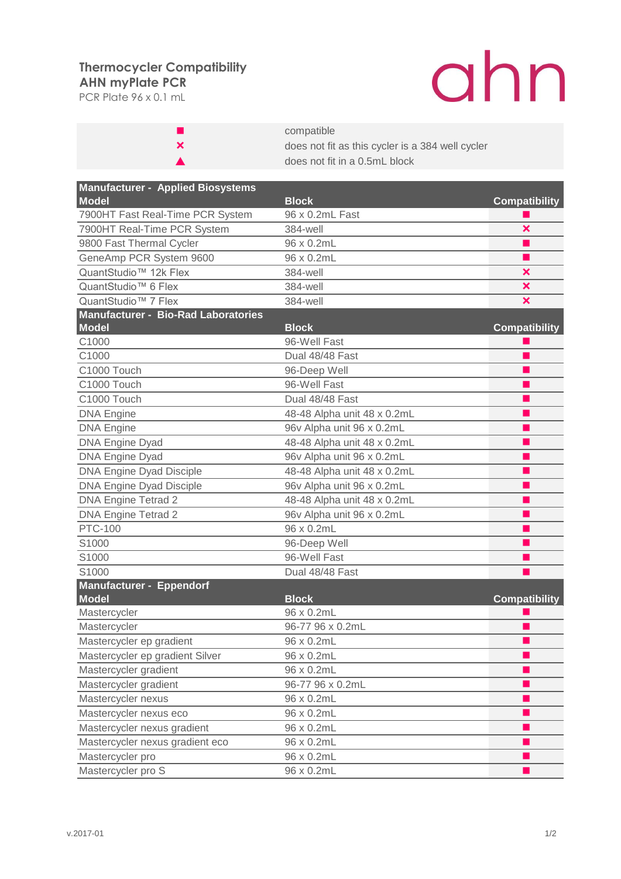# Thermocycler Compatibility

## AHN myPlate PCR

PCR Plate 96 x 0.1 mL

ahn

| | |
|---|---|
| ■ | compatible |
| × | does not fit as this cycler is a 384 well cycler |
| ▲ | does not fit in a 0.5mL block |

| **Manufacturer - Applied Biosystems** | | |
|---|---|---|
| **Model** | **Block** | **Compatibility** |
| 7900HT Fast Real-Time PCR System | 96 x 0.2mL Fast | ■ |
| 7900HT Real-Time PCR System | 384-well | × |
| 9800 Fast Thermal Cycler | 96 x 0.2mL | ■ |
| GeneAmp PCR System 9600 | 96 x 0.2mL | ■ |
| QuantStudio™ 12k Flex | 384-well | × |
| QuantStudio™ 6 Flex | 384-well | × |
| QuantStudio™ 7 Flex | 384-well | × |
| **Manufacturer - Bio-Rad Laboratories** | | |
| **Model** | **Block** | **Compatibility** |
| C1000 | 96-Well Fast | ■ |
| C1000 | Dual 48/48 Fast | ■ |
| C1000 Touch | 96-Deep Well | ■ |
| C1000 Touch | 96-Well Fast | ■ |
| C1000 Touch | Dual 48/48 Fast | ■ |
| DNA Engine | 48-48 Alpha unit 48 x 0.2mL | ■ |
| DNA Engine | 96v Alpha unit 96 x 0.2mL | ■ |
| DNA Engine Dyad | 48-48 Alpha unit 48 x 0.2mL | ■ |
| DNA Engine Dyad | 96v Alpha unit 96 x 0.2mL | ■ |
| DNA Engine Dyad Disciple | 48-48 Alpha unit 48 x 0.2mL | ■ |
| DNA Engine Dyad Disciple | 96v Alpha unit 96 x 0.2mL | ■ |
| DNA Engine Tetrad 2 | 48-48 Alpha unit 48 x 0.2mL | ■ |
| DNA Engine Tetrad 2 | 96v Alpha unit 96 x 0.2mL | ■ |
| PTC-100 | 96 x 0.2mL | ■ |
| S1000 | 96-Deep Well | ■ |
| S1000 | 96-Well Fast | ■ |
| S1000 | Dual 48/48 Fast | ■ |
| **Manufacturer - Eppendorf** | | |
| **Model** | **Block** | **Compatibility** |
| Mastercycler | 96 x 0.2mL | ■ |
| Mastercycler | 96-77 96 x 0.2mL | ■ |
| Mastercycler ep gradient | 96 x 0.2mL | ■ |
| Mastercycler ep gradient Silver | 96 x 0.2mL | ■ |
| Mastercycler gradient | 96 x 0.2mL | ■ |
| Mastercycler gradient | 96-77 96 x 0.2mL | ■ |
| Mastercycler nexus | 96 x 0.2mL | ■ |
| Mastercycler nexus eco | 96 x 0.2mL | ■ |
| Mastercycler nexus gradient | 96 x 0.2mL | ■ |
| Mastercycler nexus gradient eco | 96 x 0.2mL | ■ |
| Mastercycler pro | 96 x 0.2mL | ■ |
| Mastercycler pro S | 96 x 0.2mL | ■ |

v.2017-01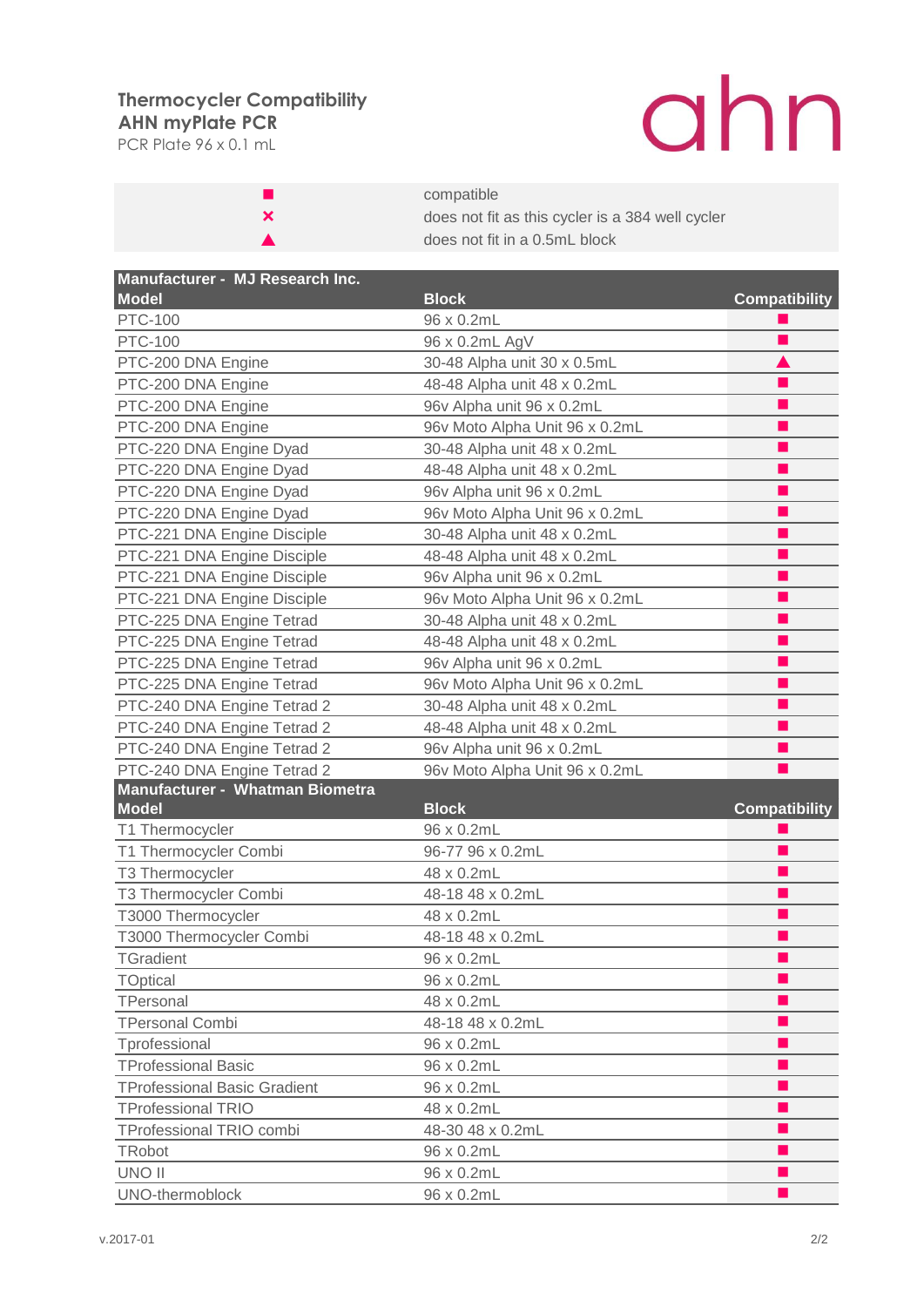# Thermocycler Compatibility
## AHN myPlate PCR
PCR Plate 96 x 0.1 mL

ahn

| | |
|---|---|
| ■ | compatible |
| × | does not fit as this cycler is a 384 well cycler |
| ▲ | does not fit in a 0.5mL block |

| Manufacturer - MJ Research Inc. | | |
|---|---|---|
| **Model** | **Block** | **Compatibility** |
| PTC-100 | 96 x 0.2mL | ■ |
| PTC-100 | 96 x 0.2mL AgV | ■ |
| PTC-200 DNA Engine | 30-48 Alpha unit 30 x 0.5mL | ▲ |
| PTC-200 DNA Engine | 48-48 Alpha unit 48 x 0.2mL | ■ |
| PTC-200 DNA Engine | 96v Alpha unit 96 x 0.2mL | ■ |
| PTC-200 DNA Engine | 96v Moto Alpha Unit 96 x 0.2mL | ■ |
| PTC-220 DNA Engine Dyad | 30-48 Alpha unit 48 x 0.2mL | ■ |
| PTC-220 DNA Engine Dyad | 48-48 Alpha unit 48 x 0.2mL | ■ |
| PTC-220 DNA Engine Dyad | 96v Alpha unit 96 x 0.2mL | ■ |
| PTC-220 DNA Engine Dyad | 96v Moto Alpha Unit 96 x 0.2mL | ■ |
| PTC-221 DNA Engine Disciple | 30-48 Alpha unit 48 x 0.2mL | ■ |
| PTC-221 DNA Engine Disciple | 48-48 Alpha unit 48 x 0.2mL | ■ |
| PTC-221 DNA Engine Disciple | 96v Alpha unit 96 x 0.2mL | ■ |
| PTC-221 DNA Engine Disciple | 96v Moto Alpha Unit 96 x 0.2mL | ■ |
| PTC-225 DNA Engine Tetrad | 30-48 Alpha unit 48 x 0.2mL | ■ |
| PTC-225 DNA Engine Tetrad | 48-48 Alpha unit 48 x 0.2mL | ■ |
| PTC-225 DNA Engine Tetrad | 96v Alpha unit 96 x 0.2mL | ■ |
| PTC-225 DNA Engine Tetrad | 96v Moto Alpha Unit 96 x 0.2mL | ■ |
| PTC-240 DNA Engine Tetrad 2 | 30-48 Alpha unit 48 x 0.2mL | ■ |
| PTC-240 DNA Engine Tetrad 2 | 48-48 Alpha unit 48 x 0.2mL | ■ |
| PTC-240 DNA Engine Tetrad 2 | 96v Alpha unit 96 x 0.2mL | ■ |
| PTC-240 DNA Engine Tetrad 2 | 96v Moto Alpha Unit 96 x 0.2mL | ■ |

| Manufacturer - Whatman Biometra | | |
|---|---|---|
| **Model** | **Block** | **Compatibility** |
| T1 Thermocycler | 96 x 0.2mL | ■ |
| T1 Thermocycler Combi | 96-77 96 x 0.2mL | ■ |
| T3 Thermocycler | 48 x 0.2mL | ■ |
| T3 Thermocycler Combi | 48-18 48 x 0.2mL | ■ |
| T3000 Thermocycler | 48 x 0.2mL | ■ |
| T3000 Thermocycler Combi | 48-18 48 x 0.2mL | ■ |
| TGradient | 96 x 0.2mL | ■ |
| TOptical | 96 x 0.2mL | ■ |
| TPersonal | 48 x 0.2mL | ■ |
| TPersonal Combi | 48-18 48 x 0.2mL | ■ |
| Tprofessional | 96 x 0.2mL | ■ |
| TProfessional Basic | 96 x 0.2mL | ■ |
| TProfessional Basic Gradient | 96 x 0.2mL | ■ |
| TProfessional TRIO | 48 x 0.2mL | ■ |
| TProfessional TRIO combi | 48-30 48 x 0.2mL | ■ |
| TRobot | 96 x 0.2mL | ■ |
| UNO II | 96 x 0.2mL | ■ |
| UNO-thermoblock | 96 x 0.2mL | ■ |

v.2017-01